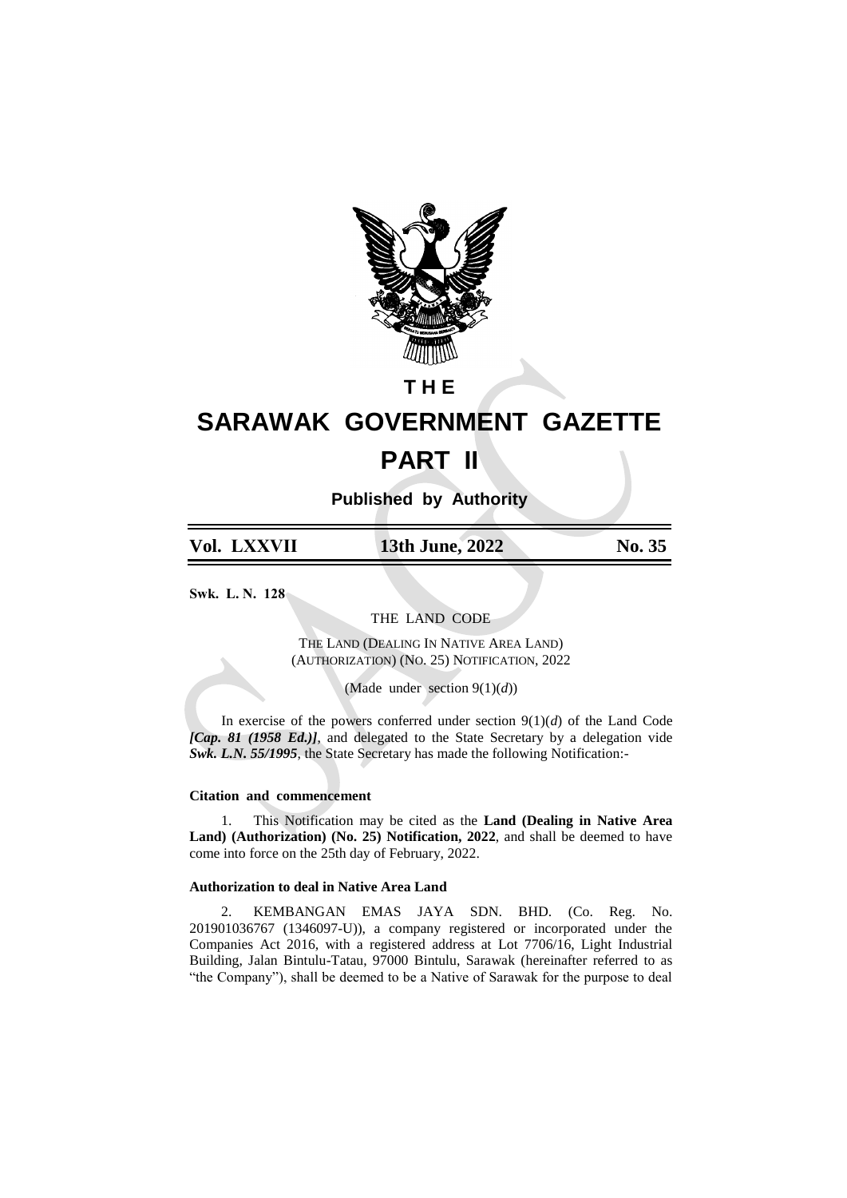# THE

# SARAWAK GOVERNMENT GAZETTE

# PART II

**Published by Authority**

| **Vol. LXXVII** | **13th June, 2022** | **No. 35** |
|---|---|---|

**Swk. L. N. 128**

THE LAND CODE

THE LAND (DEALING IN NATIVE AREA LAND) (AUTHORIZATION) (NO. 25) NOTIFICATION, 2022

(Made under section 9(1)(*d*))

In exercise of the powers conferred under section 9(1)(*d*) of the Land Code ***[Cap. 81 (1958 Ed.)]***, and delegated to the State Secretary by a delegation vide ***Swk. L.N. 55/1995***, the State Secretary has made the following Notification:-

#### Citation and commencement

1. This Notification may be cited as the **Land (Dealing in Native Area Land) (Authorization) (No. 25) Notification, 2022**, and shall be deemed to have come into force on the 25th day of February, 2022.

#### Authorization to deal in Native Area Land

2. KEMBANGAN EMAS JAYA SDN. BHD. (Co. Reg. No. 201901036767 (1346097-U)), a company registered or incorporated under the Companies Act 2016, with a registered address at Lot 7706/16, Light Industrial Building, Jalan Bintulu-Tatau, 97000 Bintulu, Sarawak (hereinafter referred to as "the Company"), shall be deemed to be a Native of Sarawak for the purpose to deal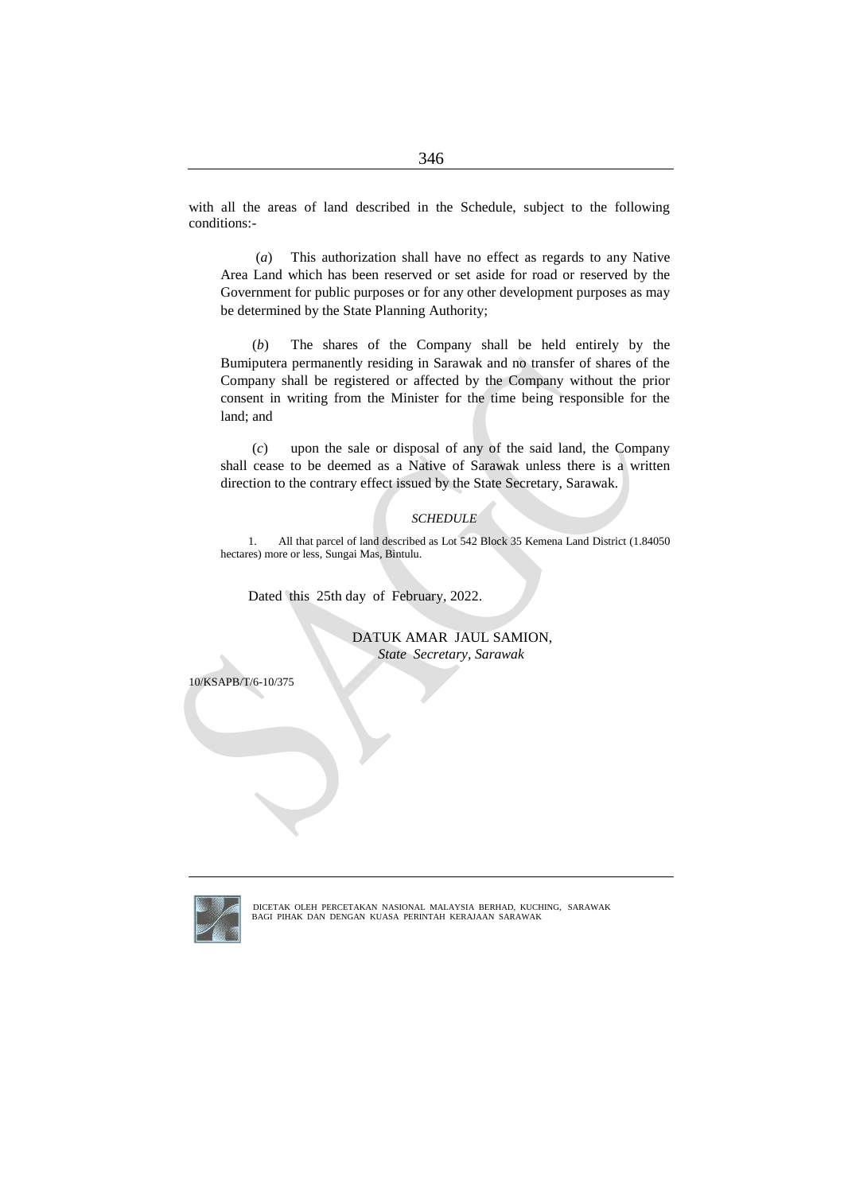with all the areas of land described in the Schedule, subject to the following conditions:-

(*a*) This authorization shall have no effect as regards to any Native Area Land which has been reserved or set aside for road or reserved by the Government for public purposes or for any other development purposes as may be determined by the State Planning Authority;

(*b*) The shares of the Company shall be held entirely by the Bumiputera permanently residing in Sarawak and no transfer of shares of the Company shall be registered or affected by the Company without the prior consent in writing from the Minister for the time being responsible for the land; and

(*c*) upon the sale or disposal of any of the said land, the Company shall cease to be deemed as a Native of Sarawak unless there is a written direction to the contrary effect issued by the State Secretary, Sarawak.

*SCHEDULE*

1. All that parcel of land described as Lot 542 Block 35 Kemena Land District (1.84050 hectares) more or less, Sungai Mas, Bintulu.

Dated this 25th day of February, 2022.

DATUK AMAR JAUL SAMION,
*State Secretary, Sarawak*

10/KSAPB/T/6-10/375

DICETAK OLEH PERCETAKAN NASIONAL MALAYSIA BERHAD, KUCHING, SARAWAK
BAGI PIHAK DAN DENGAN KUASA PERINTAH KERAJAAN SARAWAK